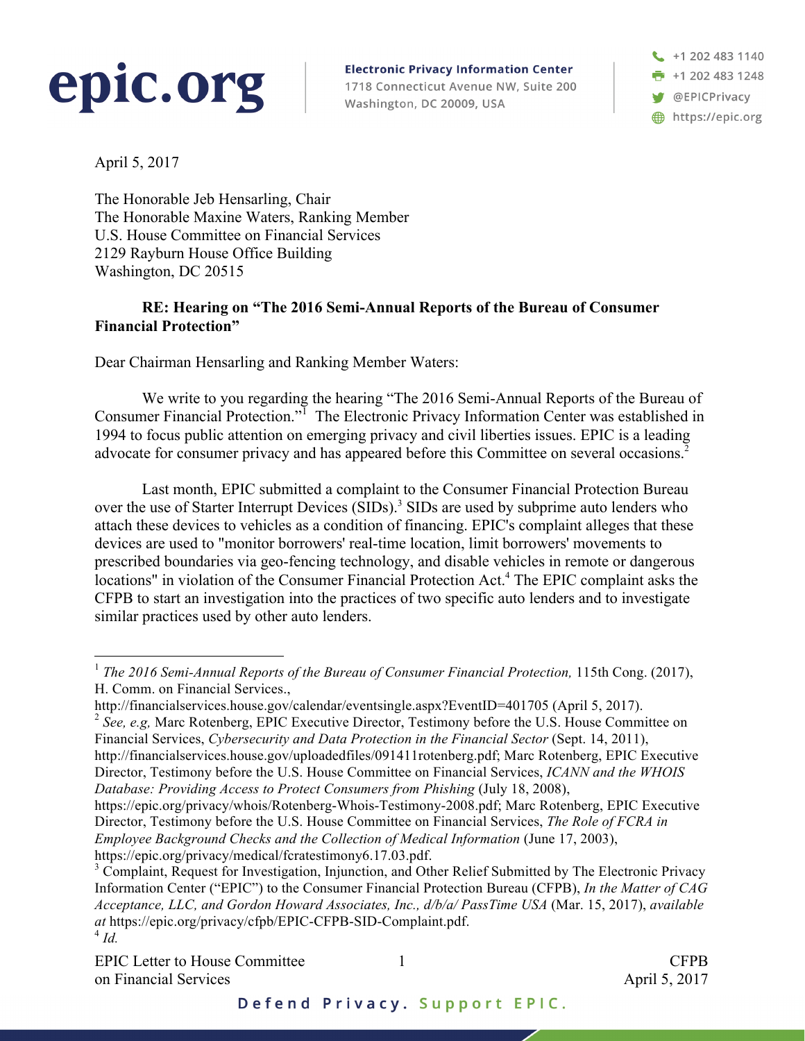**epic.org**

**Electronic Privacy Information Center**
1718 Connecticut Avenue NW, Suite 200
Washington, DC 20009, USA

+1 202 483 1140
+1 202 483 1248
@EPICPrivacy
https://epic.org

April 5, 2017

The Honorable Jeb Hensarling, Chair
The Honorable Maxine Waters, Ranking Member
U.S. House Committee on Financial Services
2129 Rayburn House Office Building
Washington, DC 20515

**RE: Hearing on "The 2016 Semi-Annual Reports of the Bureau of Consumer Financial Protection"**

Dear Chairman Hensarling and Ranking Member Waters:

We write to you regarding the hearing "The 2016 Semi-Annual Reports of the Bureau of Consumer Financial Protection."[1] The Electronic Privacy Information Center was established in 1994 to focus public attention on emerging privacy and civil liberties issues. EPIC is a leading advocate for consumer privacy and has appeared before this Committee on several occasions.[2]

Last month, EPIC submitted a complaint to the Consumer Financial Protection Bureau over the use of Starter Interrupt Devices (SIDs).[3] SIDs are used by subprime auto lenders who attach these devices to vehicles as a condition of financing. EPIC's complaint alleges that these devices are used to "monitor borrowers' real-time location, limit borrowers' movements to prescribed boundaries via geo-fencing technology, and disable vehicles in remote or dangerous locations" in violation of the Consumer Financial Protection Act.[4] The EPIC complaint asks the CFPB to start an investigation into the practices of two specific auto lenders and to investigate similar practices used by other auto lenders.

---

[1] *The 2016 Semi-Annual Reports of the Bureau of Consumer Financial Protection,* 115th Cong. (2017), H. Comm. on Financial Services., http://financialservices.house.gov/calendar/eventsingle.aspx?EventID=401705 (April 5, 2017).

[2] *See, e.g,* Marc Rotenberg, EPIC Executive Director, Testimony before the U.S. House Committee on Financial Services, *Cybersecurity and Data Protection in the Financial Sector* (Sept. 14, 2011), http://financialservices.house.gov/uploadedfiles/091411rotenberg.pdf; Marc Rotenberg, EPIC Executive Director, Testimony before the U.S. House Committee on Financial Services, *ICANN and the WHOIS Database: Providing Access to Protect Consumers from Phishing* (July 18, 2008), https://epic.org/privacy/whois/Rotenberg-Whois-Testimony-2008.pdf; Marc Rotenberg, EPIC Executive Director, Testimony before the U.S. House Committee on Financial Services, *The Role of FCRA in Employee Background Checks and the Collection of Medical Information* (June 17, 2003), https://epic.org/privacy/medical/fcratestimony6.17.03.pdf.

[3] Complaint, Request for Investigation, Injunction, and Other Relief Submitted by The Electronic Privacy Information Center ("EPIC") to the Consumer Financial Protection Bureau (CFPB), *In the Matter of CAG Acceptance, LLC, and Gordon Howard Associates, Inc., d/b/a/ PassTime USA* (Mar. 15, 2017), *available at* https://epic.org/privacy/cfpb/EPIC-CFPB-SID-Complaint.pdf.

[4] *Id.*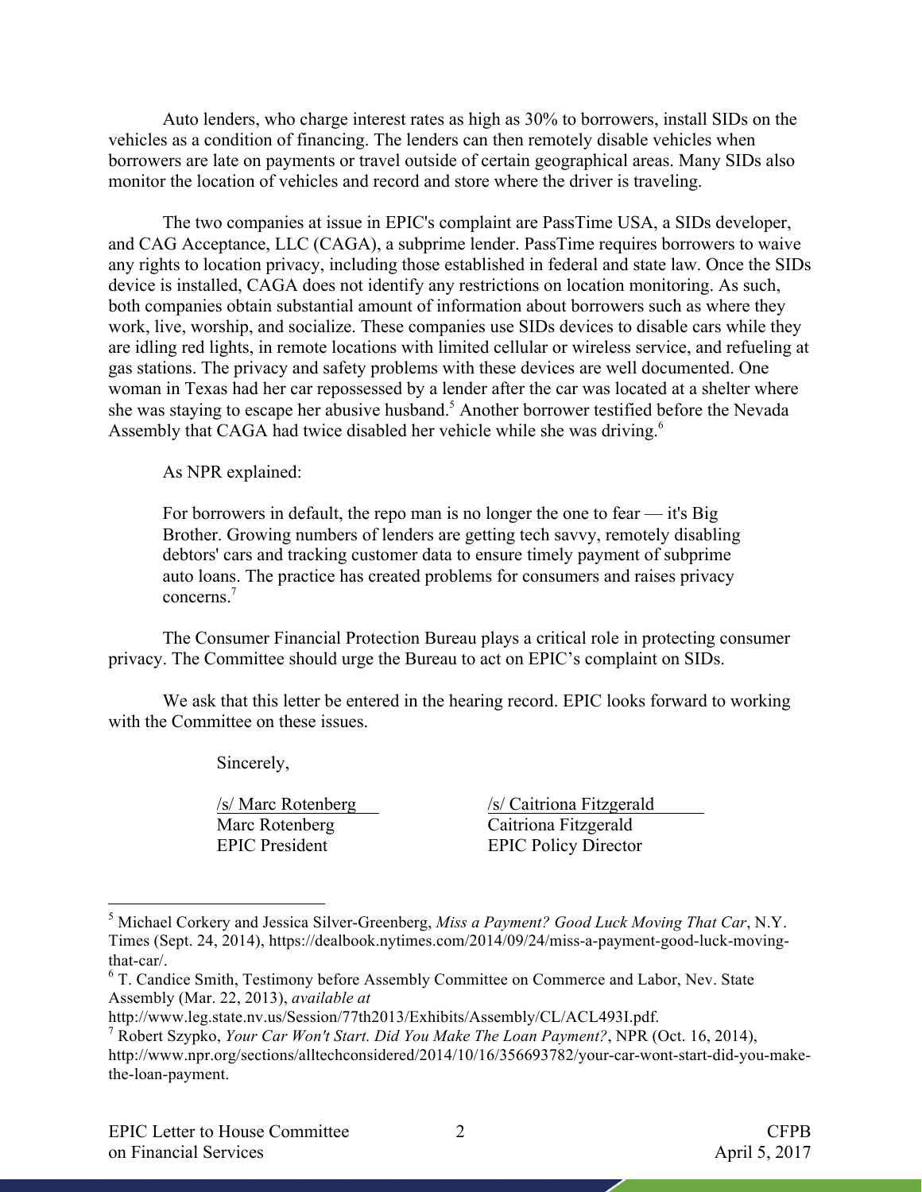Auto lenders, who charge interest rates as high as 30% to borrowers, install SIDs on the vehicles as a condition of financing. The lenders can then remotely disable vehicles when borrowers are late on payments or travel outside of certain geographical areas. Many SIDs also monitor the location of vehicles and record and store where the driver is traveling.

The two companies at issue in EPIC's complaint are PassTime USA, a SIDs developer, and CAG Acceptance, LLC (CAGA), a subprime lender. PassTime requires borrowers to waive any rights to location privacy, including those established in federal and state law. Once the SIDs device is installed, CAGA does not identify any restrictions on location monitoring. As such, both companies obtain substantial amount of information about borrowers such as where they work, live, worship, and socialize. These companies use SIDs devices to disable cars while they are idling red lights, in remote locations with limited cellular or wireless service, and refueling at gas stations. The privacy and safety problems with these devices are well documented. One woman in Texas had her car repossessed by a lender after the car was located at a shelter where she was staying to escape her abusive husband.[5] Another borrower testified before the Nevada Assembly that CAGA had twice disabled her vehicle while she was driving.[6]

As NPR explained:

> For borrowers in default, the repo man is no longer the one to fear — it's Big Brother. Growing numbers of lenders are getting tech savvy, remotely disabling debtors' cars and tracking customer data to ensure timely payment of subprime auto loans. The practice has created problems for consumers and raises privacy concerns.[7]

The Consumer Financial Protection Bureau plays a critical role in protecting consumer privacy. The Committee should urge the Bureau to act on EPIC's complaint on SIDs.

We ask that this letter be entered in the hearing record. EPIC looks forward to working with the Committee on these issues.

Sincerely,

| | |
|---|---|
| /s/ Marc Rotenberg | /s/ Caitriona Fitzgerald |
| Marc Rotenberg | Caitriona Fitzgerald |
| EPIC President | EPIC Policy Director |

---

[5] Michael Corkery and Jessica Silver-Greenberg, *Miss a Payment? Good Luck Moving That Car*, N.Y. Times (Sept. 24, 2014), https://dealbook.nytimes.com/2014/09/24/miss-a-payment-good-luck-moving-that-car/.

[6] T. Candice Smith, Testimony before Assembly Committee on Commerce and Labor, Nev. State Assembly (Mar. 22, 2013), *available at* http://www.leg.state.nv.us/Session/77th2013/Exhibits/Assembly/CL/ACL493I.pdf.

[7] Robert Szypko, *Your Car Won't Start. Did You Make The Loan Payment?*, NPR (Oct. 16, 2014), http://www.npr.org/sections/alltechconsidered/2014/10/16/356693782/your-car-wont-start-did-you-make-the-loan-payment.